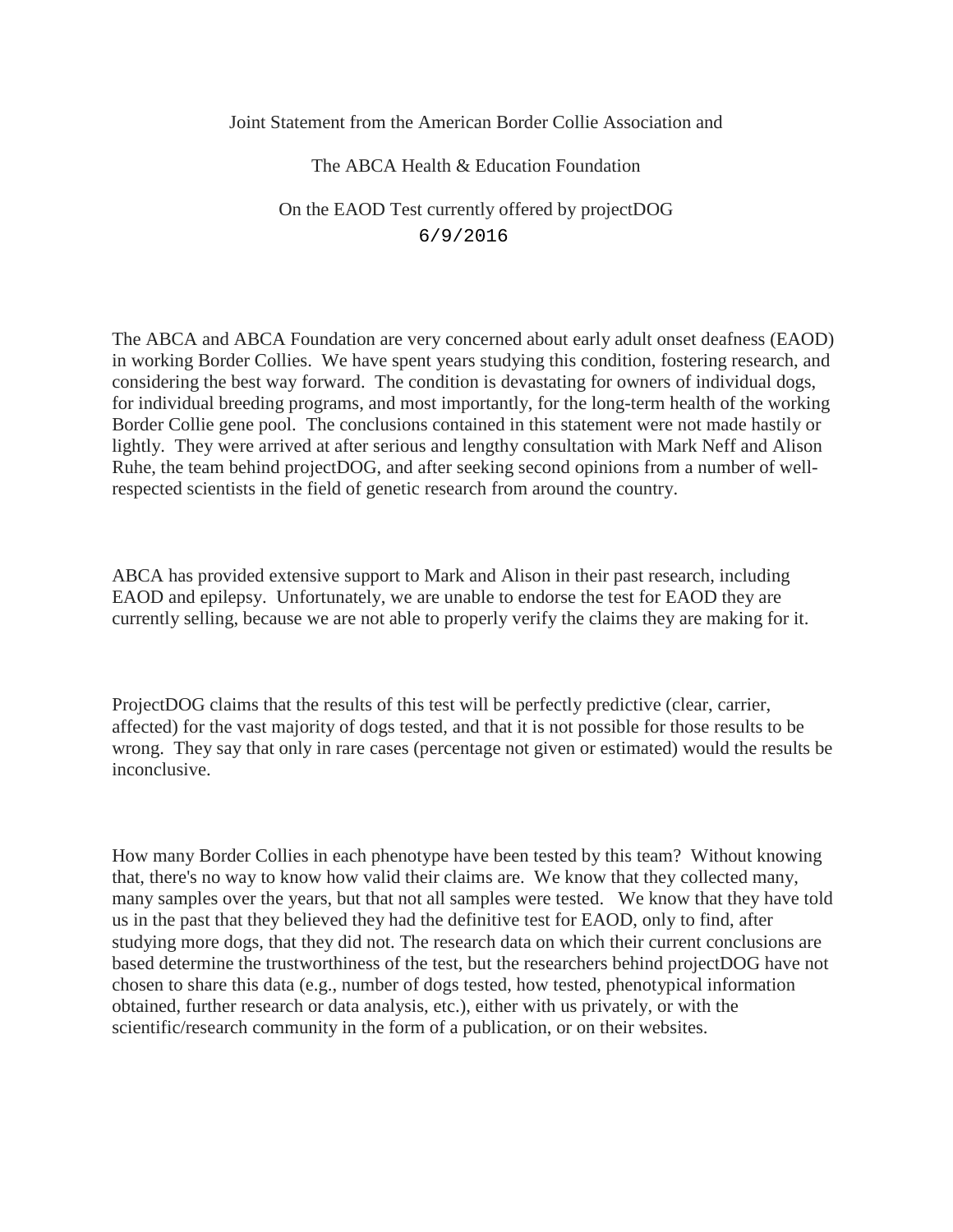Joint Statement from the American Border Collie Association and

The ABCA Health & Education Foundation

On the EAOD Test currently offered by projectDOG

6/9/2016

The ABCA and ABCA Foundation are very concerned about early adult onset deafness (EAOD) in working Border Collies. We have spent years studying this condition, fostering research, and considering the best way forward. The condition is devastating for owners of individual dogs, for individual breeding programs, and most importantly, for the long-term health of the working Border Collie gene pool. The conclusions contained in this statement were not made hastily or lightly. They were arrived at after serious and lengthy consultation with Mark Neff and Alison Ruhe, the team behind projectDOG, and after seeking second opinions from a number of well-respected scientists in the field of genetic research from around the country.

ABCA has provided extensive support to Mark and Alison in their past research, including EAOD and epilepsy. Unfortunately, we are unable to endorse the test for EAOD they are currently selling, because we are not able to properly verify the claims they are making for it.

ProjectDOG claims that the results of this test will be perfectly predictive (clear, carrier, affected) for the vast majority of dogs tested, and that it is not possible for those results to be wrong. They say that only in rare cases (percentage not given or estimated) would the results be inconclusive.

How many Border Collies in each phenotype have been tested by this team? Without knowing that, there's no way to know how valid their claims are. We know that they collected many, many samples over the years, but that not all samples were tested. We know that they have told us in the past that they believed they had the definitive test for EAOD, only to find, after studying more dogs, that they did not. The research data on which their current conclusions are based determine the trustworthiness of the test, but the researchers behind projectDOG have not chosen to share this data (e.g., number of dogs tested, how tested, phenotypical information obtained, further research or data analysis, etc.), either with us privately, or with the scientific/research community in the form of a publication, or on their websites.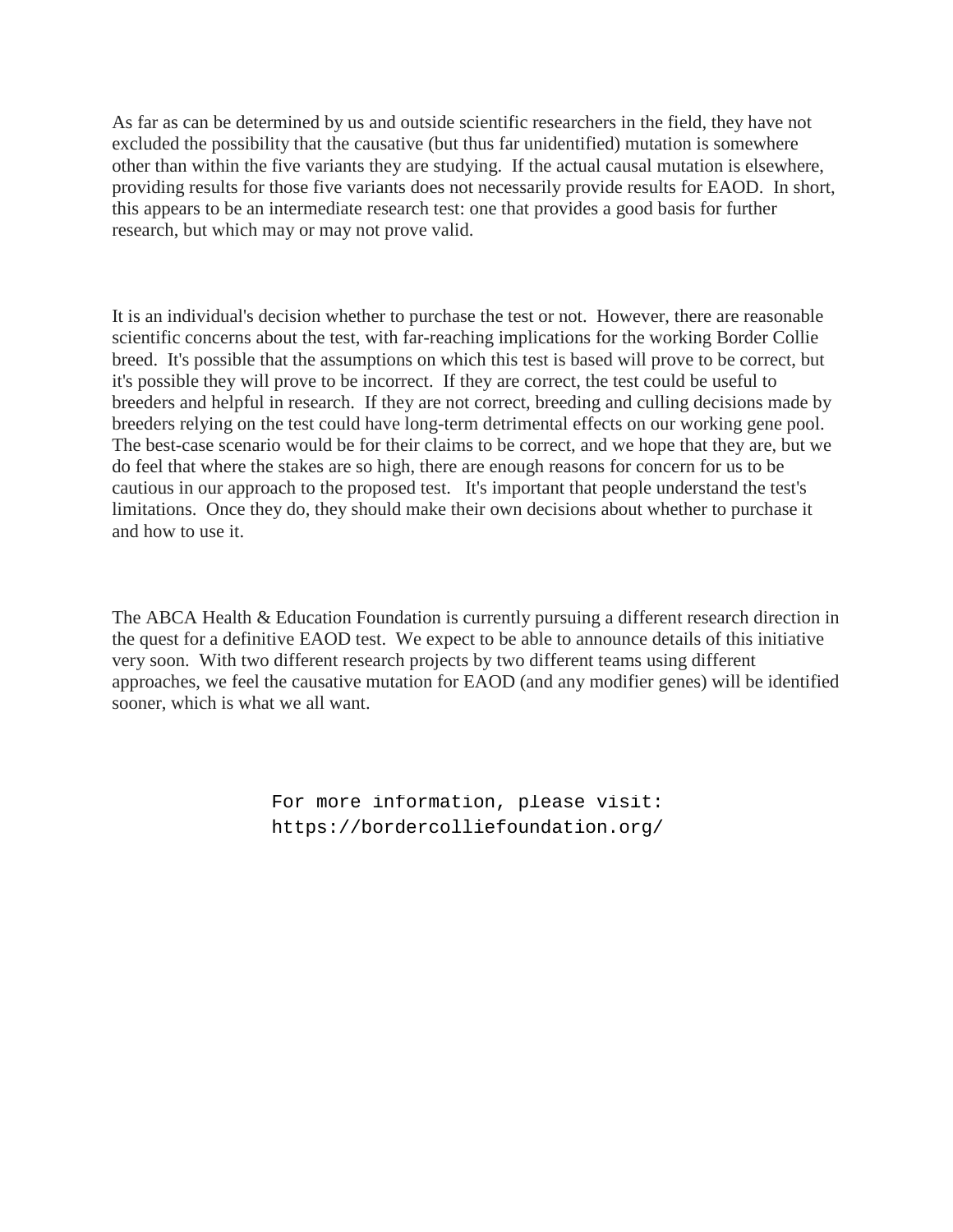As far as can be determined by us and outside scientific researchers in the field, they have not excluded the possibility that the causative (but thus far unidentified) mutation is somewhere other than within the five variants they are studying. If the actual causal mutation is elsewhere, providing results for those five variants does not necessarily provide results for EAOD. In short, this appears to be an intermediate research test: one that provides a good basis for further research, but which may or may not prove valid.

It is an individual's decision whether to purchase the test or not. However, there are reasonable scientific concerns about the test, with far-reaching implications for the working Border Collie breed. It's possible that the assumptions on which this test is based will prove to be correct, but it's possible they will prove to be incorrect. If they are correct, the test could be useful to breeders and helpful in research. If they are not correct, breeding and culling decisions made by breeders relying on the test could have long-term detrimental effects on our working gene pool. The best-case scenario would be for their claims to be correct, and we hope that they are, but we do feel that where the stakes are so high, there are enough reasons for concern for us to be cautious in our approach to the proposed test. It's important that people understand the test's limitations. Once they do, they should make their own decisions about whether to purchase it and how to use it.

The ABCA Health & Education Foundation is currently pursuing a different research direction in the quest for a definitive EAOD test. We expect to be able to announce details of this initiative very soon. With two different research projects by two different teams using different approaches, we feel the causative mutation for EAOD (and any modifier genes) will be identified sooner, which is what we all want.

For more information, please visit:
https://bordercolliefoundation.org/